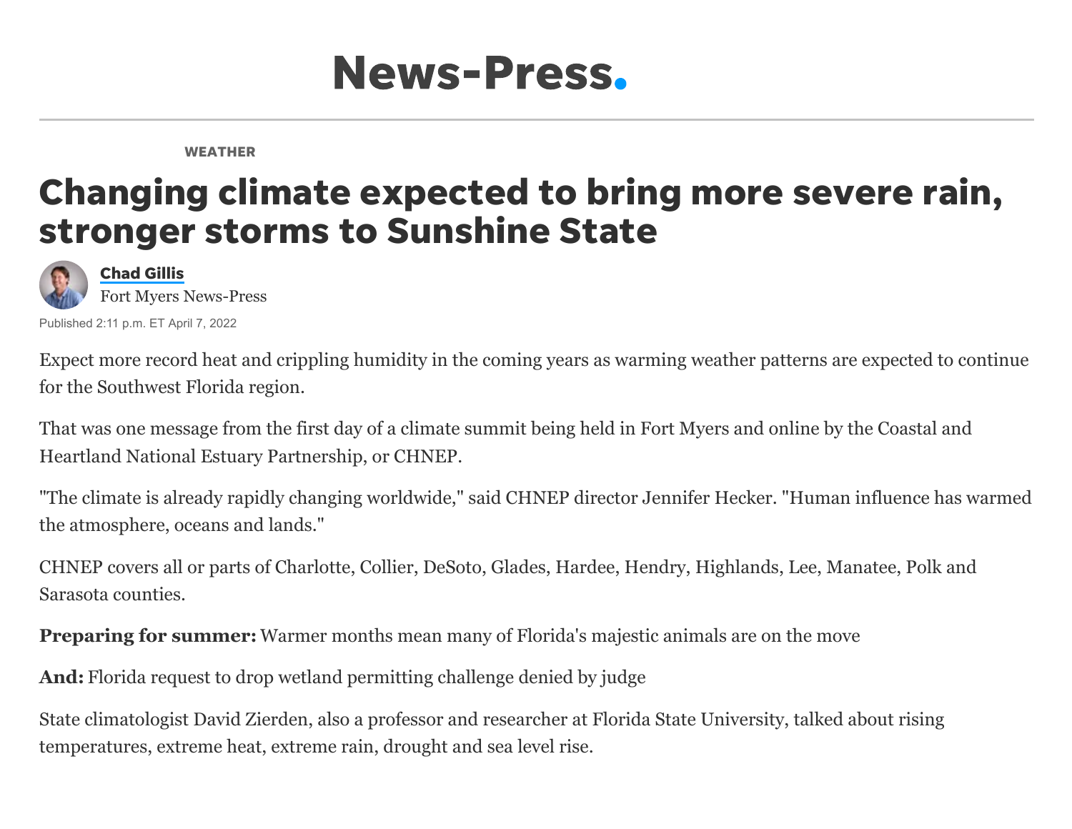# News-Press.

WEATHER

## Changing climate expected to bring more severe rain, stronger storms to Sunshine State

**Chad Gillis**
Fort Myers News-Press

Published 2:11 p.m. ET April 7, 2022

Expect more record heat and crippling humidity in the coming years as warming weather patterns are expected to continue for the Southwest Florida region.

That was one message from the first day of a climate summit being held in Fort Myers and online by the Coastal and Heartland National Estuary Partnership, or CHNEP.

"The climate is already rapidly changing worldwide," said CHNEP director Jennifer Hecker. "Human influence has warmed the atmosphere, oceans and lands."

CHNEP covers all or parts of Charlotte, Collier, DeSoto, Glades, Hardee, Hendry, Highlands, Lee, Manatee, Polk and Sarasota counties.

**Preparing for summer:** Warmer months mean many of Florida's majestic animals are on the move

**And:** Florida request to drop wetland permitting challenge denied by judge

State climatologist David Zierden, also a professor and researcher at Florida State University, talked about rising temperatures, extreme heat, extreme rain, drought and sea level rise.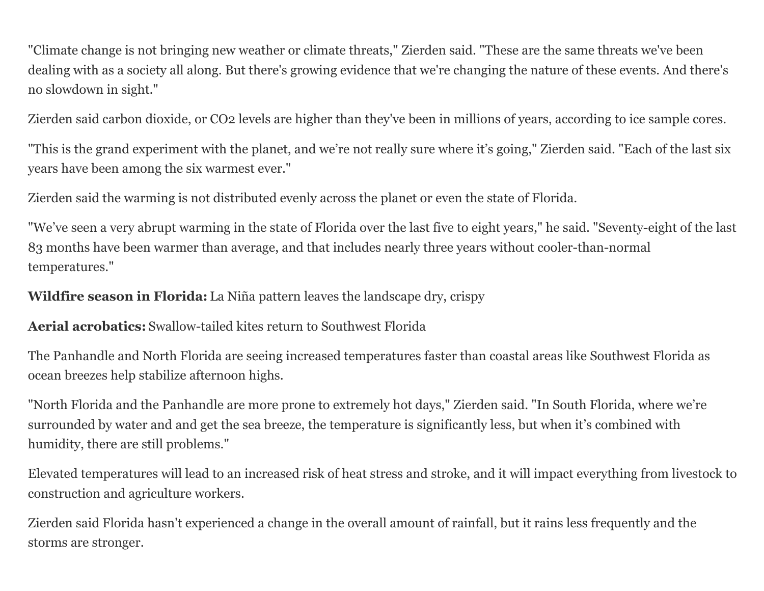"Climate change is not bringing new weather or climate threats," Zierden said. "These are the same threats we've been dealing with as a society all along. But there's growing evidence that we're changing the nature of these events. And there's no slowdown in sight."

Zierden said carbon dioxide, or $CO_2$ levels are higher than they've been in millions of years, according to ice sample cores.

"This is the grand experiment with the planet, and we're not really sure where it's going," Zierden said. "Each of the last six years have been among the six warmest ever."

Zierden said the warming is not distributed evenly across the planet or even the state of Florida.

"We've seen a very abrupt warming in the state of Florida over the last five to eight years," he said. "Seventy-eight of the last 83 months have been warmer than average, and that includes nearly three years without cooler-than-normal temperatures."

**Wildfire season in Florida:** La Niña pattern leaves the landscape dry, crispy

**Aerial acrobatics:** Swallow-tailed kites return to Southwest Florida

The Panhandle and North Florida are seeing increased temperatures faster than coastal areas like Southwest Florida as ocean breezes help stabilize afternoon highs.

"North Florida and the Panhandle are more prone to extremely hot days," Zierden said. "In South Florida, where we're surrounded by water and and get the sea breeze, the temperature is significantly less, but when it's combined with humidity, there are still problems."

Elevated temperatures will lead to an increased risk of heat stress and stroke, and it will impact everything from livestock to construction and agriculture workers.

Zierden said Florida hasn't experienced a change in the overall amount of rainfall, but it rains less frequently and the storms are stronger.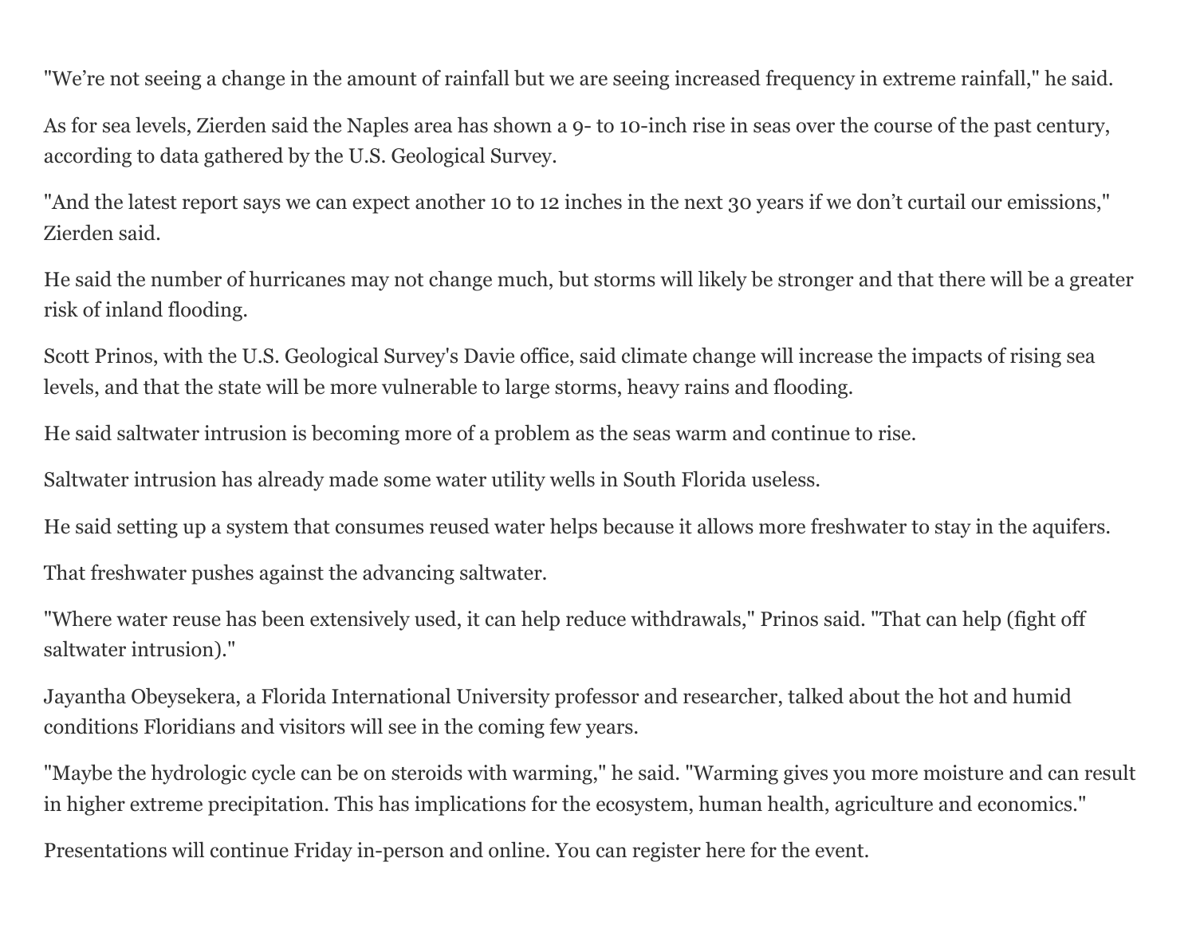"We're not seeing a change in the amount of rainfall but we are seeing increased frequency in extreme rainfall," he said.

As for sea levels, Zierden said the Naples area has shown a 9- to 10-inch rise in seas over the course of the past century, according to data gathered by the U.S. Geological Survey.

"And the latest report says we can expect another 10 to 12 inches in the next 30 years if we don't curtail our emissions," Zierden said.

He said the number of hurricanes may not change much, but storms will likely be stronger and that there will be a greater risk of inland flooding.

Scott Prinos, with the U.S. Geological Survey's Davie office, said climate change will increase the impacts of rising sea levels, and that the state will be more vulnerable to large storms, heavy rains and flooding.

He said saltwater intrusion is becoming more of a problem as the seas warm and continue to rise.

Saltwater intrusion has already made some water utility wells in South Florida useless.

He said setting up a system that consumes reused water helps because it allows more freshwater to stay in the aquifers.

That freshwater pushes against the advancing saltwater.

"Where water reuse has been extensively used, it can help reduce withdrawals," Prinos said. "That can help (fight off saltwater intrusion)."

Jayantha Obeysekera, a Florida International University professor and researcher, talked about the hot and humid conditions Floridians and visitors will see in the coming few years.

"Maybe the hydrologic cycle can be on steroids with warming," he said. "Warming gives you more moisture and can result in higher extreme precipitation. This has implications for the ecosystem, human health, agriculture and economics."

Presentations will continue Friday in-person and online. You can register here for the event.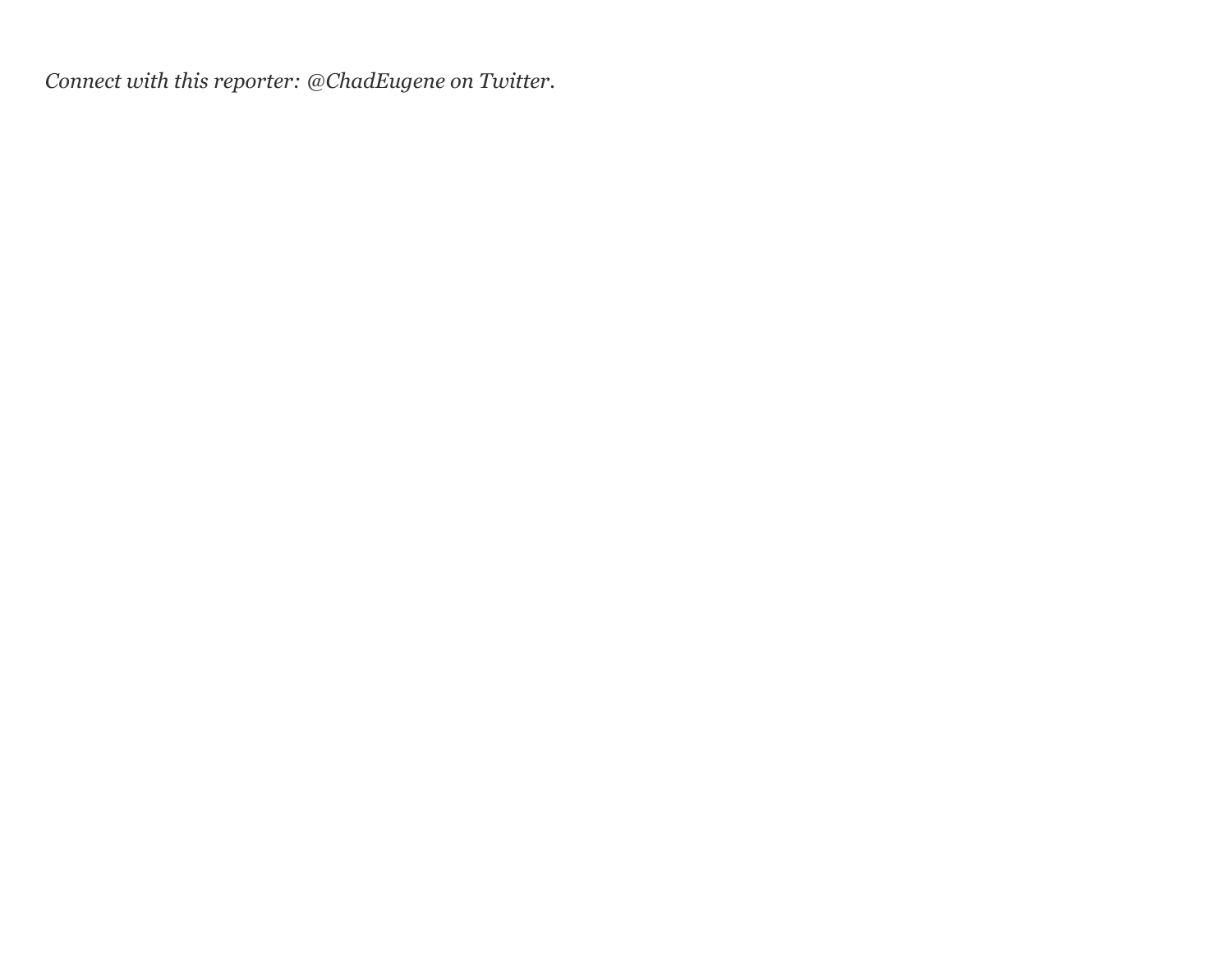*Connect with this reporter: @ChadEugene on Twitter.*